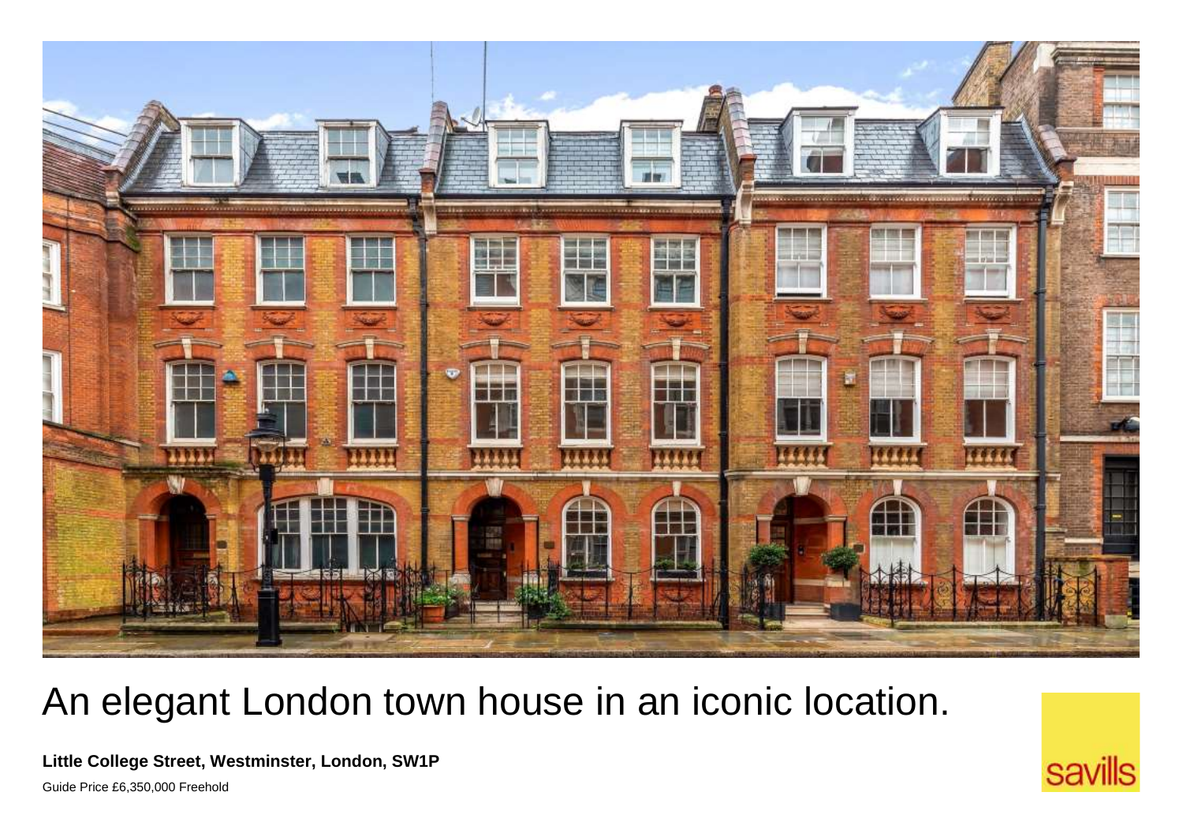# An elegant London town house in an iconic location.

**Little College Street, Westminster, London, SW1P**

Guide Price £6,350,000 Freehold

savills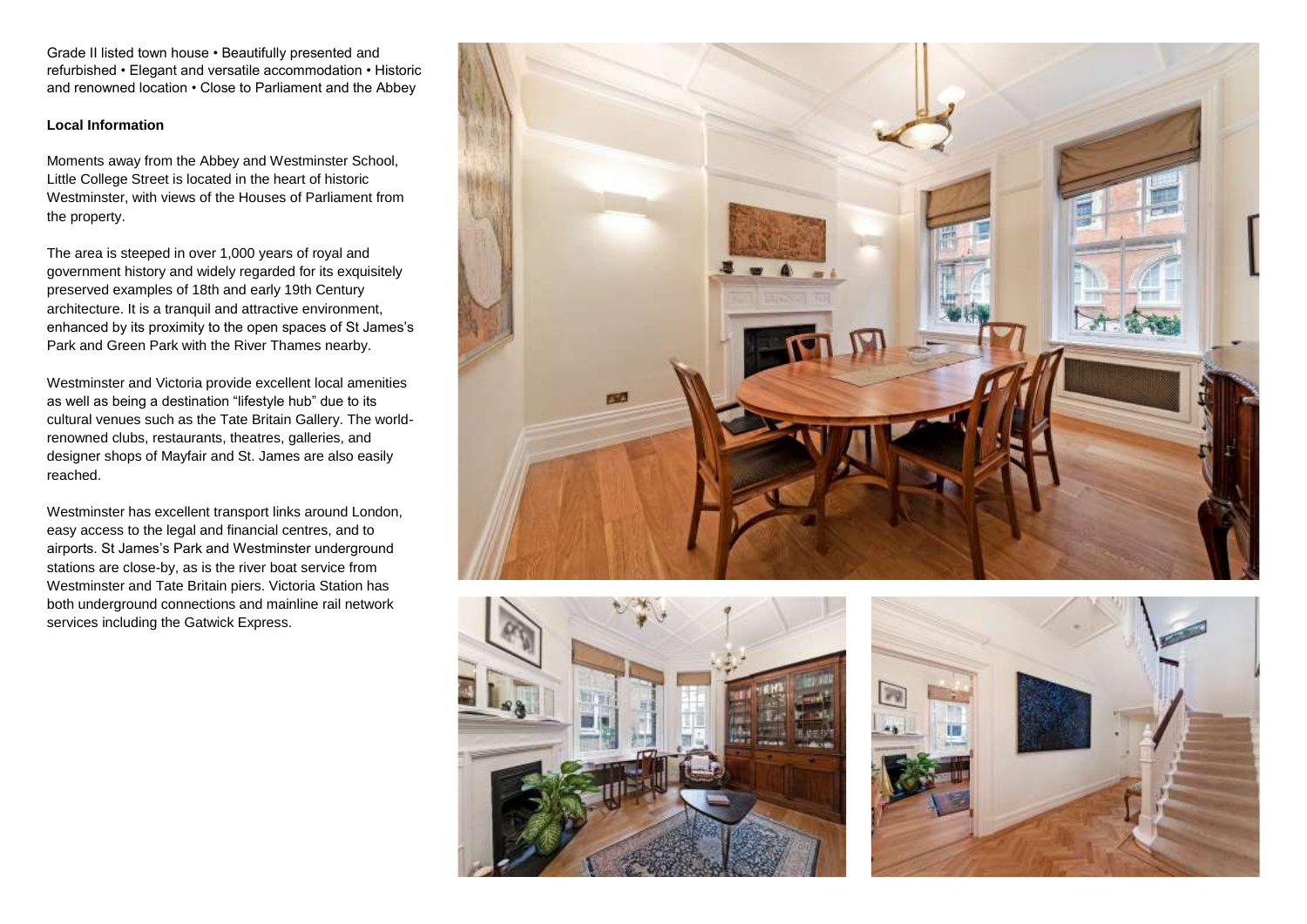Grade II listed town house • Beautifully presented and refurbished • Elegant and versatile accommodation • Historic and renowned location • Close to Parliament and the Abbey

**Local Information**

Moments away from the Abbey and Westminster School, Little College Street is located in the heart of historic Westminster, with views of the Houses of Parliament from the property.

The area is steeped in over 1,000 years of royal and government history and widely regarded for its exquisitely preserved examples of 18th and early 19th Century architecture. It is a tranquil and attractive environment, enhanced by its proximity to the open spaces of St James's Park and Green Park with the River Thames nearby.

Westminster and Victoria provide excellent local amenities as well as being a destination "lifestyle hub" due to its cultural venues such as the Tate Britain Gallery. The world-renowned clubs, restaurants, theatres, galleries, and designer shops of Mayfair and St. James are also easily reached.

Westminster has excellent transport links around London, easy access to the legal and financial centres, and to airports. St James's Park and Westminster underground stations are close-by, as is the river boat service from Westminster and Tate Britain piers. Victoria Station has both underground connections and mainline rail network services including the Gatwick Express.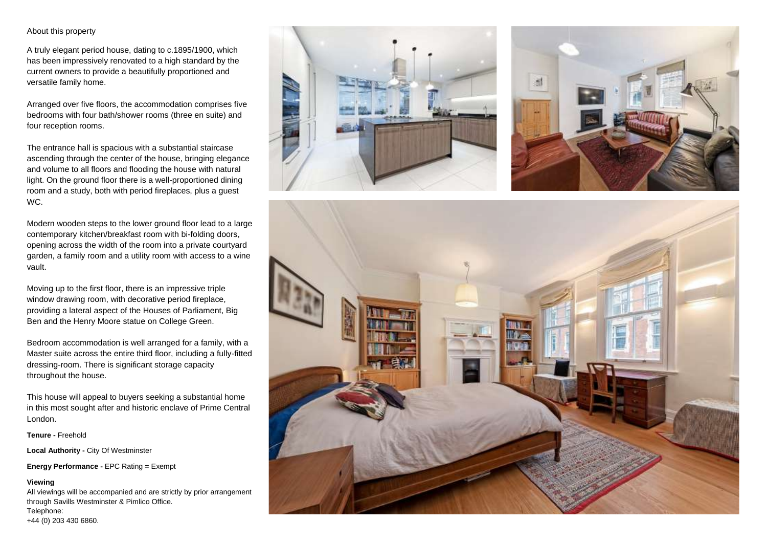About this property

A truly elegant period house, dating to c.1895/1900, which has been impressively renovated to a high standard by the current owners to provide a beautifully proportioned and versatile family home.

Arranged over five floors, the accommodation comprises five bedrooms with four bath/shower rooms (three en suite) and four reception rooms.

The entrance hall is spacious with a substantial staircase ascending through the center of the house, bringing elegance and volume to all floors and flooding the house with natural light. On the ground floor there is a well-proportioned dining room and a study, both with period fireplaces, plus a guest WC.

Modern wooden steps to the lower ground floor lead to a large contemporary kitchen/breakfast room with bi-folding doors, opening across the width of the room into a private courtyard garden, a family room and a utility room with access to a wine vault.

Moving up to the first floor, there is an impressive triple window drawing room, with decorative period fireplace, providing a lateral aspect of the Houses of Parliament, Big Ben and the Henry Moore statue on College Green.

Bedroom accommodation is well arranged for a family, with a Master suite across the entire third floor, including a fully-fitted dressing-room. There is significant storage capacity throughout the house.

This house will appeal to buyers seeking a substantial home in this most sought after and historic enclave of Prime Central London.

**Tenure -** Freehold

**Local Authority -** City Of Westminster

**Energy Performance -** EPC Rating = Exempt

**Viewing**

All viewings will be accompanied and are strictly by prior arrangement through Savills Westminster & Pimlico Office.
Telephone:
+44 (0) 203 430 6860.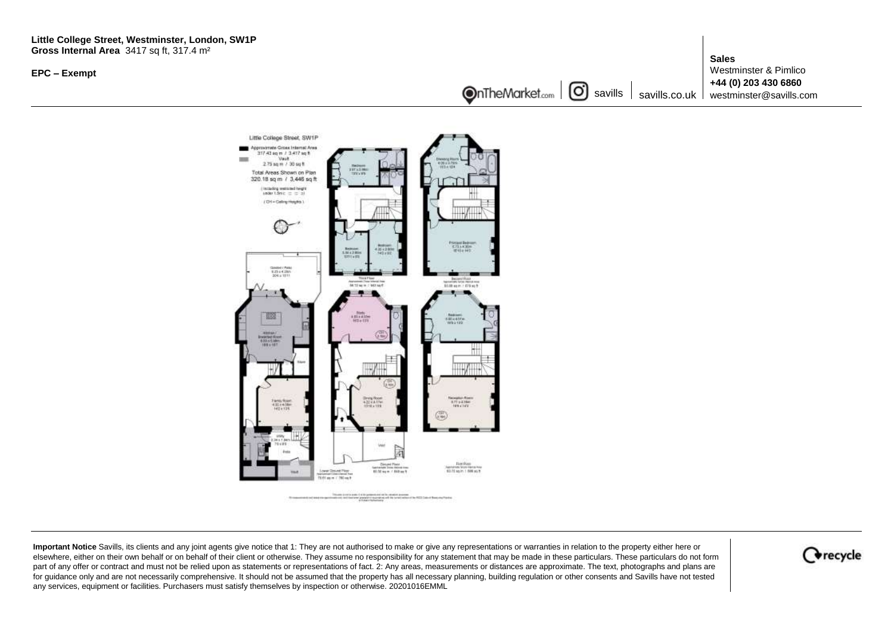**Little College Street, Westminster, London, SW1P**
**Gross Internal Area** 3417 sq ft, 317.4 m²

**EPC – Exempt**

OnTheMarket.com | savills | savills.co.uk

**Sales**
Westminster & Pimlico
**+44 (0) 203 430 6860**
westminster@savills.com

Little College Street, SW1P

Approximate Gross Internal Area
317.43 sq m / 3,417 sq ft
Vault
2.75 sq m / 30 sq ft
Total Areas Shown on Plan
320.18 sq m / 3,446 sq ft
(Including restricted height under 1.5m)
(CH = Ceiling Heights)

Garden / Patio
6.25 x 4.28m
20'6 x 14'1

Kitchen / Breakfast Room
6.00 x 5.46m
19'8 x 18'7

Store

Family Room
4.33 x 4.08m
14'2 x 13'5

Utility
2.34 x 1.94m
7'8 x 6'5

Patio

Vault

Lower Ground Floor
Approximate Gross Internal Area
72.61 sq m / 780 sq ft

Study
4.81 x 4.03m
15'9 x 13'3

Dining Room
4.22 x 4.17m
13'10 x 13'8

Void

Ground Floor
Approximate Gross Internal Area
80.30 sq m / 848 sq ft

Bedroom
3.97 x 2.96m
13'0 x 9'9

Bedroom
3.38 x 2.80m
11'1 x 9'2

Bedroom
4.33 x 2.80m
14'2 x 9'2

Third Floor
Approximate Gross Internal Area
56.72 sq m / 643 sq ft

Bedroom
4.80 x 4.07m
15'9 x 13'4

Reception Room
5.71 x 4.39m
18'9 x 14'5

First Floor
Approximate Gross Internal Area
63.75 sq m / 686 sq ft

Dressing Room
4.06 x 3.79m
13'3 x 12'4

Principal Bedroom
5.73 x 4.30m
18'10 x 14'1

Second Floor
Approximate Gross Internal Area
63.06 sq m / 679 sq ft

**Important Notice** Savills, its clients and any joint agents give notice that 1: They are not authorised to make or give any representations or warranties in relation to the property either here or elsewhere, either on their own behalf or on behalf of their client or otherwise. They assume no responsibility for any statement that may be made in these particulars. These particulars do not form part of any offer or contract and must not be relied upon as statements or representations of fact. 2: Any areas, measurements or distances are approximate. The text, photographs and plans are for guidance only and are not necessarily comprehensive. It should not be assumed that the property has all necessary planning, building regulation or other consents and Savills have not tested any services, equipment or facilities. Purchasers must satisfy themselves by inspection or otherwise. 20201016EMML

recycle